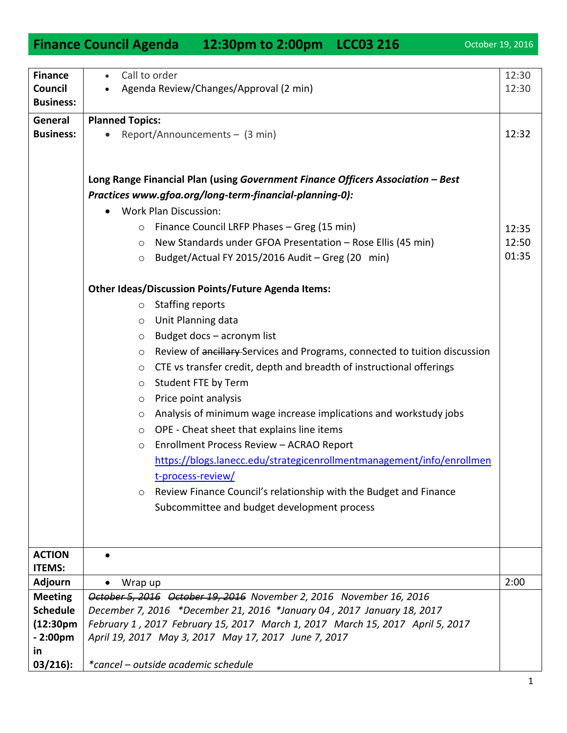# Finance Council Agenda 12:30pm to 2:00pm LCC03 216

October 19, 2016

| | | |
|---|---|---|
| **Finance Council Business:** | • Call to order<br>• Agenda Review/Changes/Approval (2 min) | 12:30<br>12:30 |
| **General Business:** | **Planned Topics:**<br>• Report/Announcements – (3 min)<br><br>**Long Range Financial Plan (using *Government Finance Officers Association – Best Practices www.gfoa.org/long-term-financial-planning-0):***<br>• Work Plan Discussion:<br>  ○ Finance Council LRFP Phases – Greg (15 min)<br>  ○ New Standards under GFOA Presentation – Rose Ellis (45 min)<br>  ○ Budget/Actual FY 2015/2016 Audit – Greg (20 min)<br><br>**Other Ideas/Discussion Points/Future Agenda Items:**<br>  ○ Staffing reports<br>  ○ Unit Planning data<br>  ○ Budget docs – acronym list<br>  ○ Review of ~~ancillary~~ Services and Programs, connected to tuition discussion<br>  ○ CTE vs transfer credit, depth and breadth of instructional offerings<br>  ○ Student FTE by Term<br>  ○ Price point analysis<br>  ○ Analysis of minimum wage increase implications and workstudy jobs<br>  ○ OPE - Cheat sheet that explains line items<br>  ○ Enrollment Process Review – ACRAO Report https://blogs.lanecc.edu/strategicenrollmentmanagement/info/enrollment-process-review/<br>  ○ Review Finance Council's relationship with the Budget and Finance Subcommittee and budget development process | 12:32<br><br><br><br><br>12:35<br>12:50<br>01:35 |
| **ACTION ITEMS:** | • | |
| **Adjourn** | • Wrap up | 2:00 |
| **Meeting Schedule (12:30pm - 2:00pm in 03/216):** | *~~October 5, 2016~~ ~~October 19, 2016~~ November 2, 2016 November 16, 2016 December 7, 2016 \*December 21, 2016 \*January 04 , 2017 January 18, 2017 February 1 , 2017 February 15, 2017 March 1, 2017 March 15, 2017 April 5, 2017 April 19, 2017 May 3, 2017 May 17, 2017 June 7, 2017*<br><br>*\*cancel – outside academic schedule* | |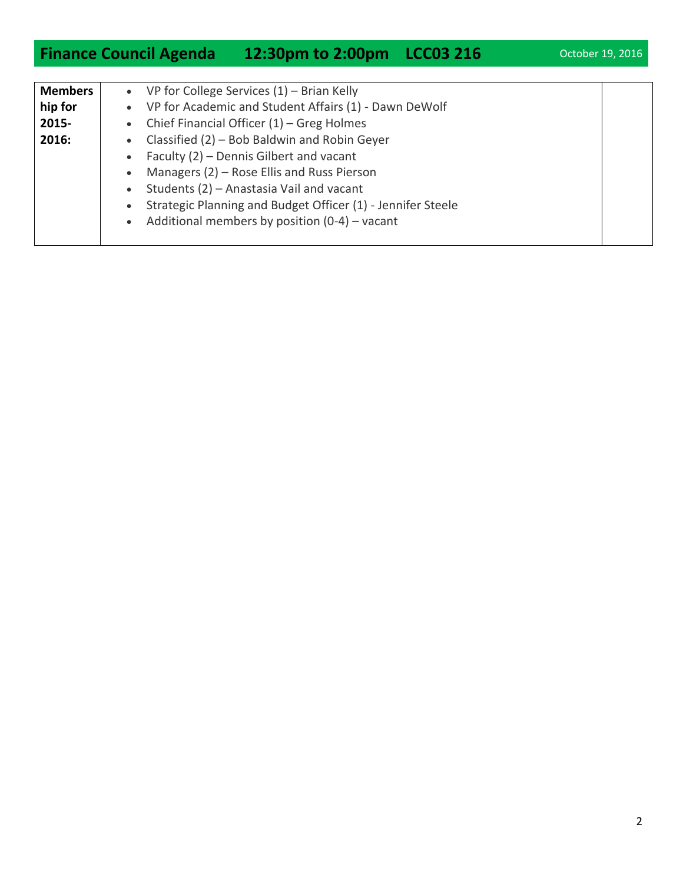**Finance Council Agenda 12:30pm to 2:00pm LCC03 216** October 19, 2016

| | | |
|---|---|---|
| **Membership for 2015-2016:** | <ul><li>VP for College Services (1) – Brian Kelly</li><li>VP for Academic and Student Affairs (1) - Dawn DeWolf</li><li>Chief Financial Officer (1) – Greg Holmes</li><li>Classified (2) – Bob Baldwin and Robin Geyer</li><li>Faculty (2) – Dennis Gilbert and vacant</li><li>Managers (2) – Rose Ellis and Russ Pierson</li><li>Students (2) – Anastasia Vail and vacant</li><li>Strategic Planning and Budget Officer (1) - Jennifer Steele</li><li>Additional members by position (0-4) – vacant</li></ul> | |